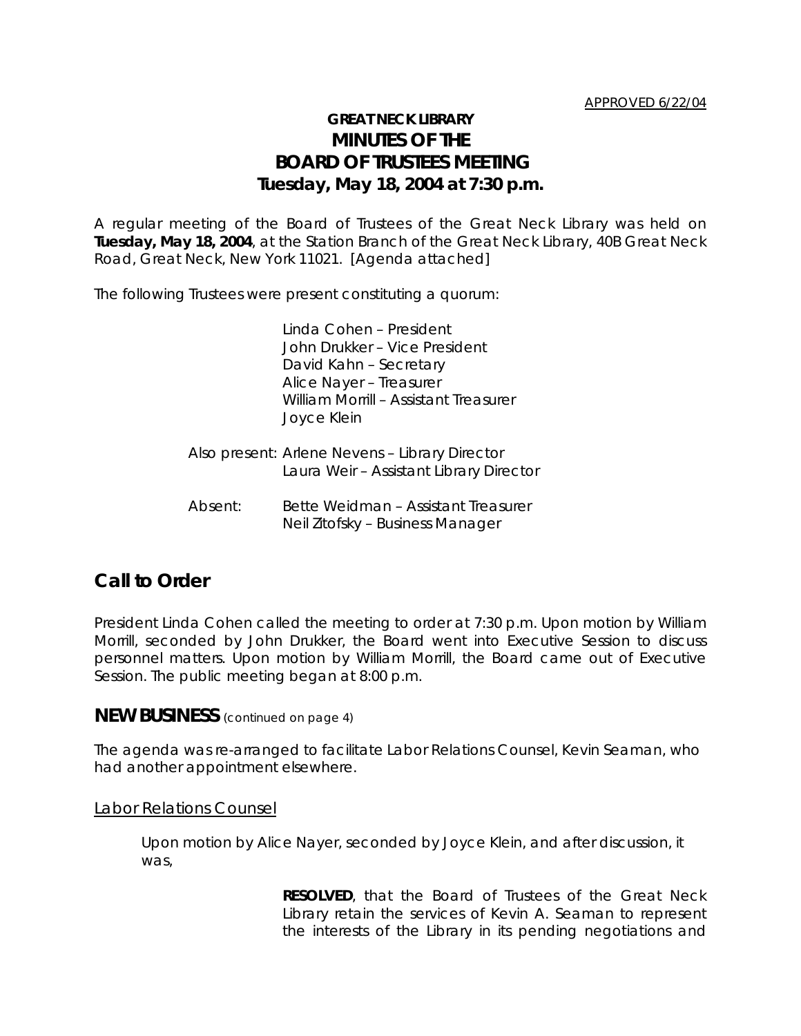APPROVED 6/22/04

# GREAT NECK LIBRARY
# MINUTES OF THE BOARD OF TRUSTEES MEETING
## Tuesday, May 18, 2004 at 7:30 p.m.

A regular meeting of the Board of Trustees of the Great Neck Library was held on **Tuesday, May 18, 2004**, at the Station Branch of the Great Neck Library, 40B Great Neck Road, Great Neck, New York 11021. [Agenda attached]

The following Trustees were present constituting a quorum:

Linda Cohen – President
John Drukker – Vice President
David Kahn – Secretary
Alice Nayer – Treasurer
William Morrill – Assistant Treasurer
Joyce Klein

Also present: Arlene Nevens – Library Director
Laura Weir – Assistant Library Director

Absent: Bette Weidman – Assistant Treasurer
Neil Zitofsky – Business Manager

## Call to Order

President Linda Cohen called the meeting to order at 7:30 p.m. Upon motion by William Morrill, seconded by John Drukker, the Board went into Executive Session to discuss personnel matters. Upon motion by William Morrill, the Board came out of Executive Session. The public meeting began at 8:00 p.m.

## NEW BUSINESS (continued on page 4)

The agenda was re-arranged to facilitate Labor Relations Counsel, Kevin Seaman, who had another appointment elsewhere.

Labor Relations Counsel

Upon motion by Alice Nayer, seconded by Joyce Klein, and after discussion, it was,

> **RESOLVED**, that the Board of Trustees of the Great Neck Library retain the services of Kevin A. Seaman to represent the interests of the Library in its pending negotiations and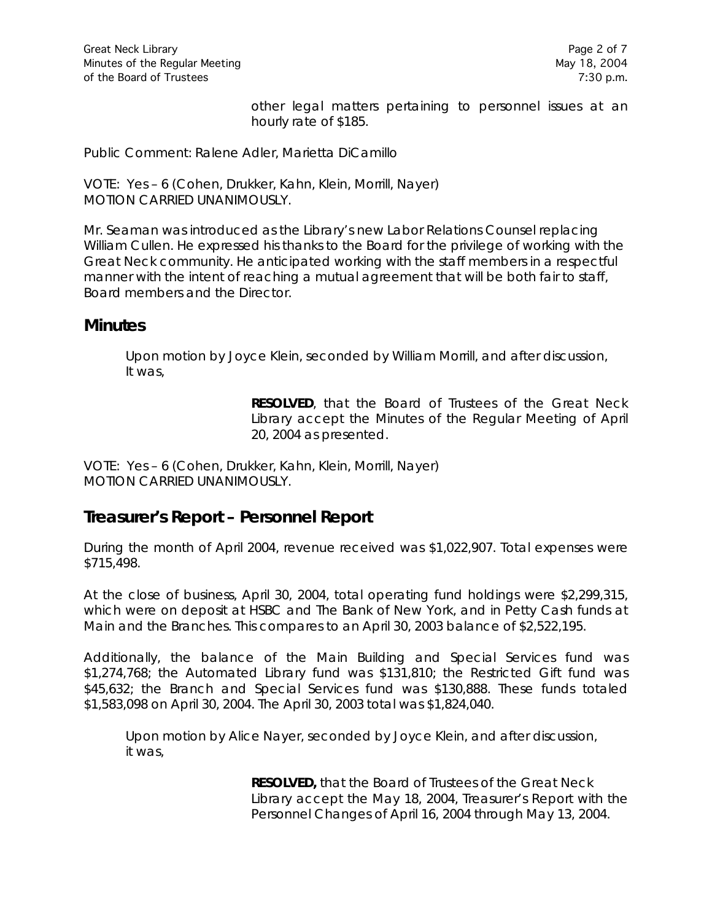other legal matters pertaining to personnel issues at an hourly rate of $185.

Public Comment: Ralene Adler, Marietta DiCamillo

VOTE: Yes – 6 (Cohen, Drukker, Kahn, Klein, Morrill, Nayer)
MOTION CARRIED UNANIMOUSLY.

Mr. Seaman was introduced as the Library's new Labor Relations Counsel replacing William Cullen. He expressed his thanks to the Board for the privilege of working with the Great Neck community. He anticipated working with the staff members in a respectful manner with the intent of reaching a mutual agreement that will be both fair to staff, Board members and the Director.

## Minutes

Upon motion by Joyce Klein, seconded by William Morrill, and after discussion, It was,

> **RESOLVED**, that the Board of Trustees of the Great Neck Library accept the Minutes of the Regular Meeting of April 20, 2004 as presented.

VOTE: Yes – 6 (Cohen, Drukker, Kahn, Klein, Morrill, Nayer)
MOTION CARRIED UNANIMOUSLY.

## Treasurer's Report – Personnel Report

During the month of April 2004, revenue received was $1,022,907. Total expenses were $715,498.

At the close of business, April 30, 2004, total operating fund holdings were $2,299,315, which were on deposit at HSBC and The Bank of New York, and in Petty Cash funds at Main and the Branches. This compares to an April 30, 2003 balance of $2,522,195.

Additionally, the balance of the Main Building and Special Services fund was $1,274,768; the Automated Library fund was $131,810; the Restricted Gift fund was $45,632; the Branch and Special Services fund was $130,888. These funds totaled $1,583,098 on April 30, 2004. The April 30, 2003 total was $1,824,040.

Upon motion by Alice Nayer, seconded by Joyce Klein, and after discussion, it was,

> **RESOLVED,** that the Board of Trustees of the Great Neck Library accept the May 18, 2004, Treasurer's Report with the Personnel Changes of April 16, 2004 through May 13, 2004.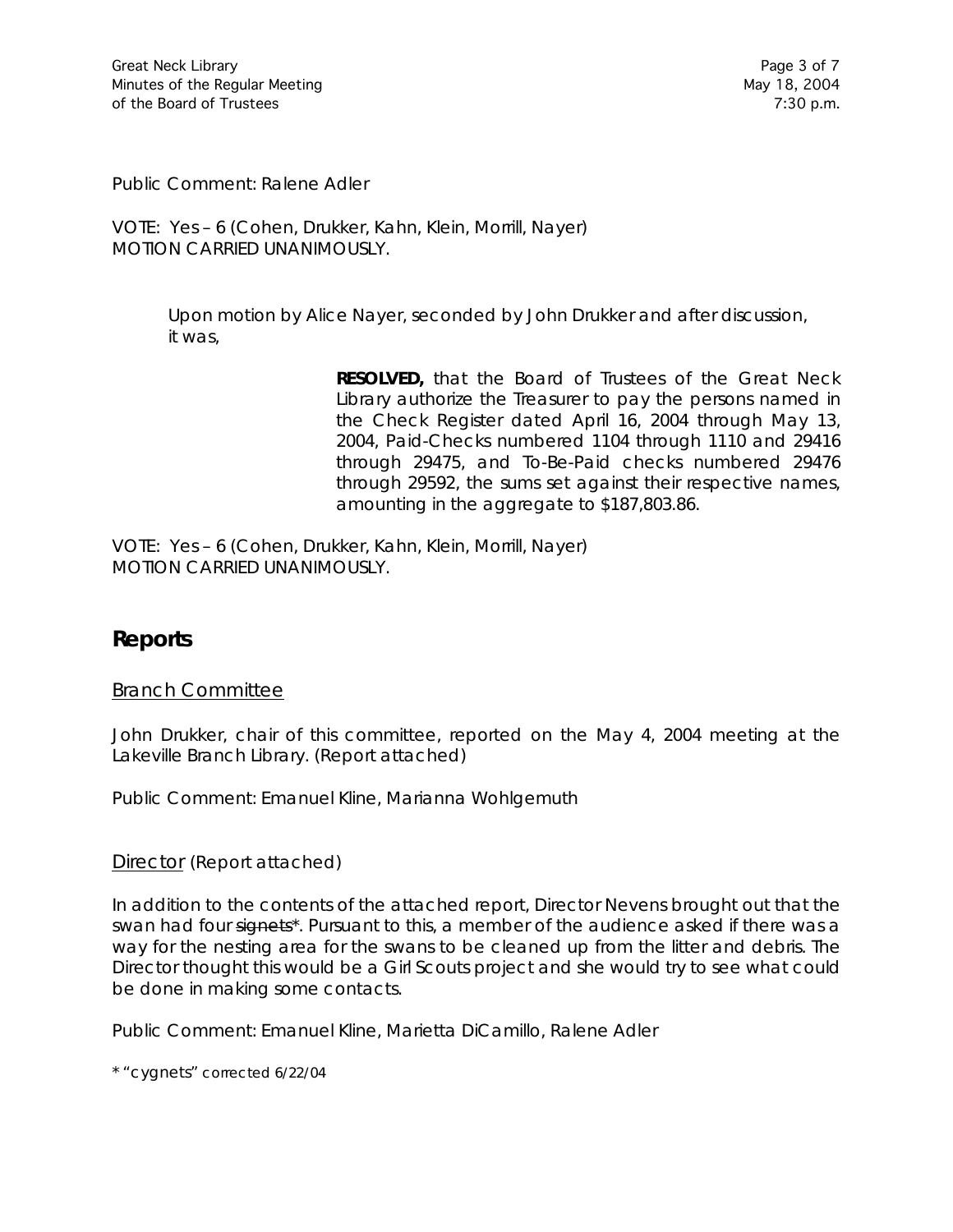Public Comment: Ralene Adler

VOTE: Yes – 6 (Cohen, Drukker, Kahn, Klein, Morrill, Nayer)
MOTION CARRIED UNANIMOUSLY.

Upon motion by Alice Nayer, seconded by John Drukker and after discussion, it was,

> **RESOLVED,** that the Board of Trustees of the Great Neck Library authorize the Treasurer to pay the persons named in the Check Register dated April 16, 2004 through May 13, 2004, Paid-Checks numbered 1104 through 1110 and 29416 through 29475, and To-Be-Paid checks numbered 29476 through 29592, the sums set against their respective names, amounting in the aggregate to $187,803.86.

VOTE: Yes – 6 (Cohen, Drukker, Kahn, Klein, Morrill, Nayer)
MOTION CARRIED UNANIMOUSLY.

## Reports

### Branch Committee

John Drukker, chair of this committee, reported on the May 4, 2004 meeting at the Lakeville Branch Library. (Report attached)

Public Comment: Emanuel Kline, Marianna Wohlgemuth

### Director (Report attached)

In addition to the contents of the attached report, Director Nevens brought out that the swan had four ~~signets~~*. Pursuant to this, a member of the audience asked if there was a way for the nesting area for the swans to be cleaned up from the litter and debris. The Director thought this would be a Girl Scouts project and she would try to see what could be done in making some contacts.

Public Comment: Emanuel Kline, Marietta DiCamillo, Ralene Adler

* "cygnets" corrected 6/22/04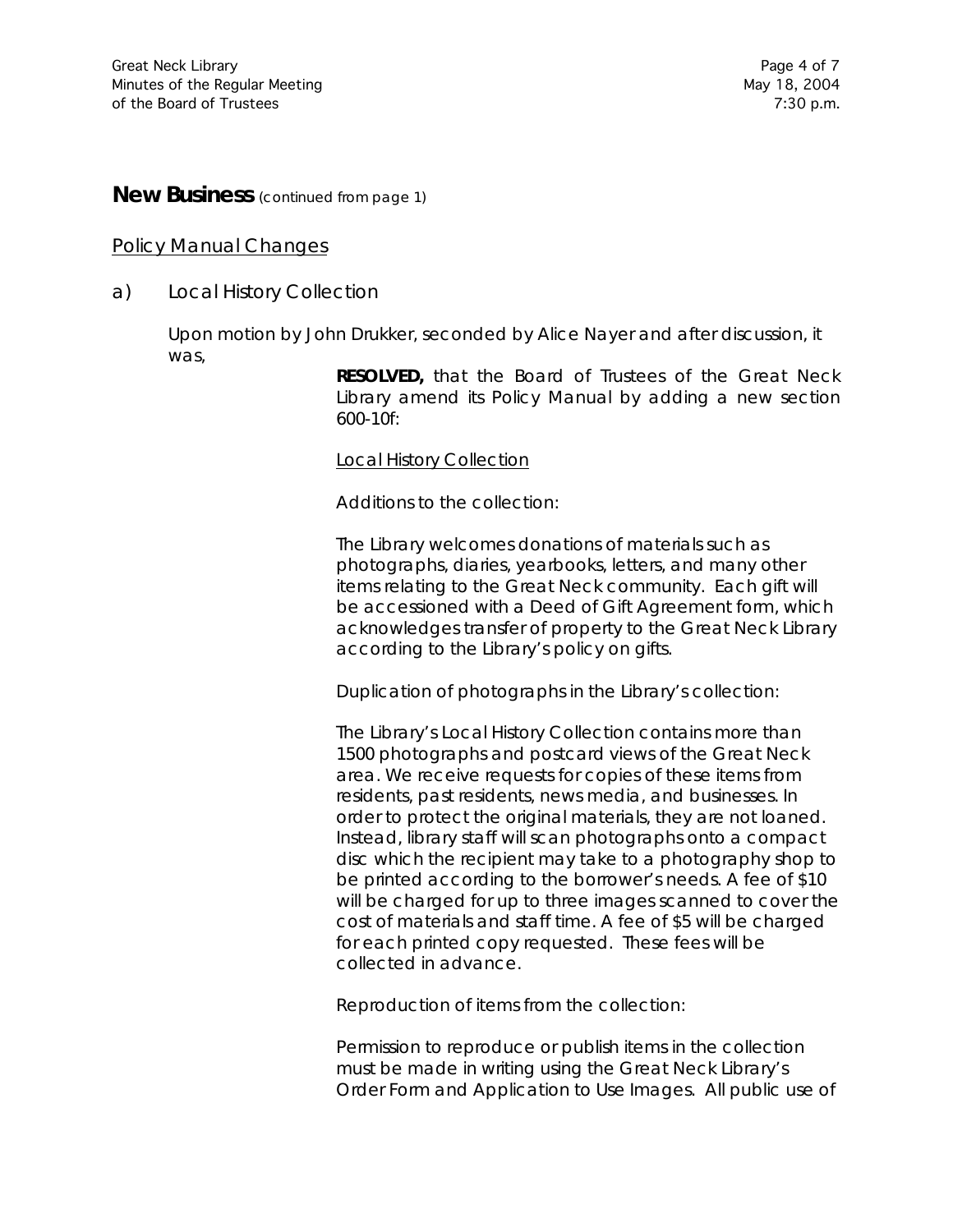## New Business (continued from page 1)

### Policy Manual Changes

a) Local History Collection

Upon motion by John Drukker, seconded by Alice Nayer and after discussion, it was,

> **RESOLVED,** that the Board of Trustees of the Great Neck Library amend its Policy Manual by adding a new section 600-10f:
>
> Local History Collection
>
> Additions to the collection:
>
> The Library welcomes donations of materials such as photographs, diaries, yearbooks, letters, and many other items relating to the Great Neck community. Each gift will be accessioned with a Deed of Gift Agreement form, which acknowledges transfer of property to the Great Neck Library according to the Library's policy on gifts.
>
> Duplication of photographs in the Library's collection:
>
> The Library's Local History Collection contains more than 1500 photographs and postcard views of the Great Neck area. We receive requests for copies of these items from residents, past residents, news media, and businesses. In order to protect the original materials, they are not loaned. Instead, library staff will scan photographs onto a compact disc which the recipient may take to a photography shop to be printed according to the borrower's needs. A fee of $10 will be charged for up to three images scanned to cover the cost of materials and staff time. A fee of $5 will be charged for each printed copy requested. These fees will be collected in advance.
>
> Reproduction of items from the collection:
>
> Permission to reproduce or publish items in the collection must be made in writing using the Great Neck Library's Order Form and Application to Use Images. All public use of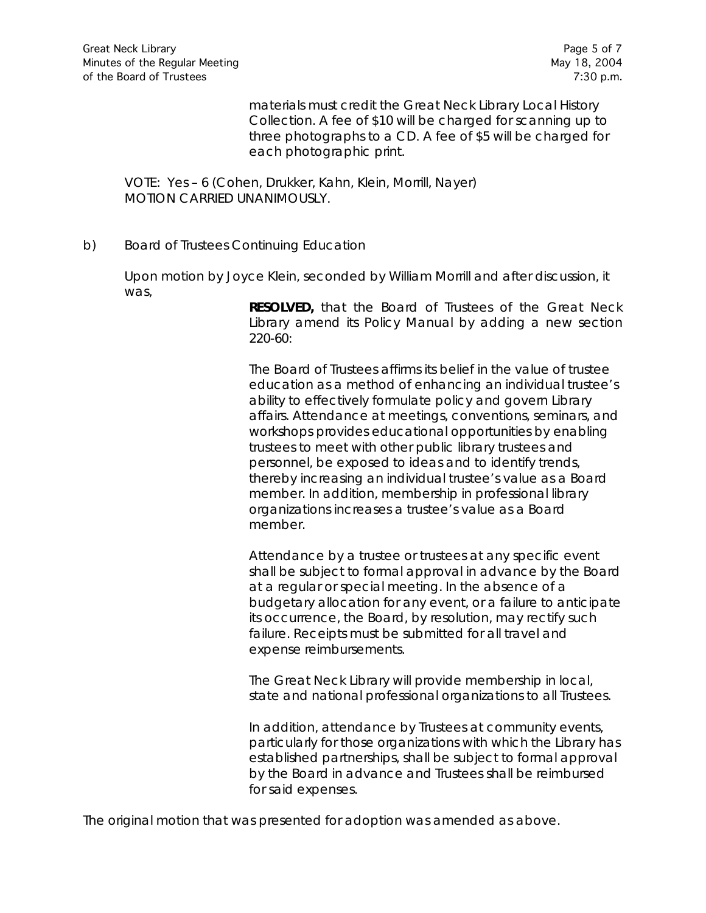materials must credit the Great Neck Library Local History Collection. A fee of $10 will be charged for scanning up to three photographs to a CD. A fee of $5 will be charged for each photographic print.

VOTE: Yes – 6 (Cohen, Drukker, Kahn, Klein, Morrill, Nayer)
MOTION CARRIED UNANIMOUSLY.

b) Board of Trustees Continuing Education

Upon motion by Joyce Klein, seconded by William Morrill and after discussion, it was,

**RESOLVED,** that the Board of Trustees of the Great Neck Library amend its Policy Manual by adding a new section 220-60:

The Board of Trustees affirms its belief in the value of trustee education as a method of enhancing an individual trustee's ability to effectively formulate policy and govern Library affairs. Attendance at meetings, conventions, seminars, and workshops provides educational opportunities by enabling trustees to meet with other public library trustees and personnel, be exposed to ideas and to identify trends, thereby increasing an individual trustee's value as a Board member. In addition, membership in professional library organizations increases a trustee's value as a Board member.

Attendance by a trustee or trustees at any specific event shall be subject to formal approval in advance by the Board at a regular or special meeting. In the absence of a budgetary allocation for any event, or a failure to anticipate its occurrence, the Board, by resolution, may rectify such failure. Receipts must be submitted for all travel and expense reimbursements.

The Great Neck Library will provide membership in local, state and national professional organizations to all Trustees.

In addition, attendance by Trustees at community events, particularly for those organizations with which the Library has established partnerships, shall be subject to formal approval by the Board in advance and Trustees shall be reimbursed for said expenses.

The original motion that was presented for adoption was amended as above.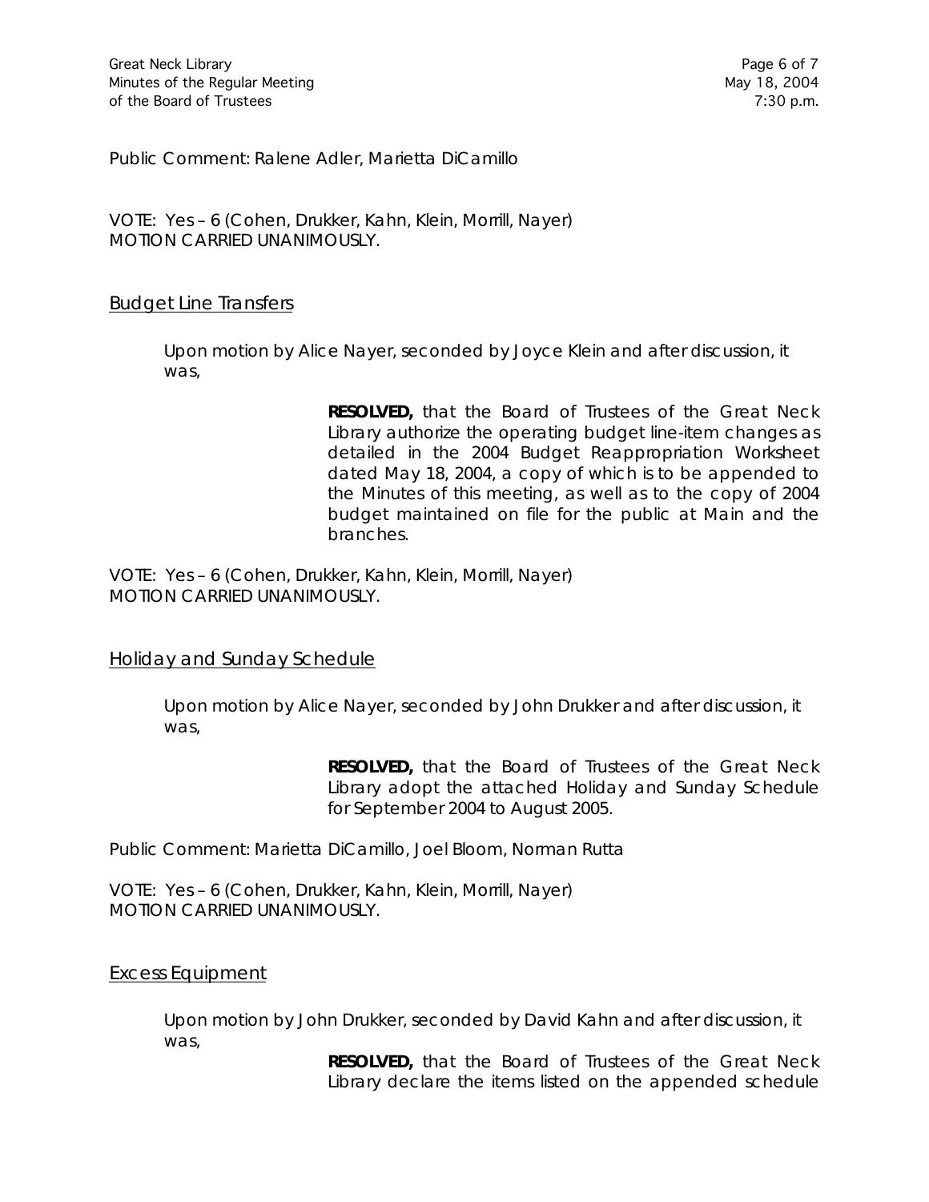Public Comment: Ralene Adler, Marietta DiCamillo

VOTE: Yes – 6 (Cohen, Drukker, Kahn, Klein, Morrill, Nayer)
MOTION CARRIED UNANIMOUSLY.

## Budget Line Transfers

Upon motion by Alice Nayer, seconded by Joyce Klein and after discussion, it was,

> **RESOLVED,** that the Board of Trustees of the Great Neck Library authorize the operating budget line-item changes as detailed in the 2004 Budget Reappropriation Worksheet dated May 18, 2004, a copy of which is to be appended to the Minutes of this meeting, as well as to the copy of 2004 budget maintained on file for the public at Main and the branches.

VOTE: Yes – 6 (Cohen, Drukker, Kahn, Klein, Morrill, Nayer)
MOTION CARRIED UNANIMOUSLY.

## Holiday and Sunday Schedule

Upon motion by Alice Nayer, seconded by John Drukker and after discussion, it was,

> **RESOLVED,** that the Board of Trustees of the Great Neck Library adopt the attached Holiday and Sunday Schedule for September 2004 to August 2005.

Public Comment: Marietta DiCamillo, Joel Bloom, Norman Rutta

VOTE: Yes – 6 (Cohen, Drukker, Kahn, Klein, Morrill, Nayer)
MOTION CARRIED UNANIMOUSLY.

## Excess Equipment

Upon motion by John Drukker, seconded by David Kahn and after discussion, it was,

> **RESOLVED,** that the Board of Trustees of the Great Neck Library declare the items listed on the appended schedule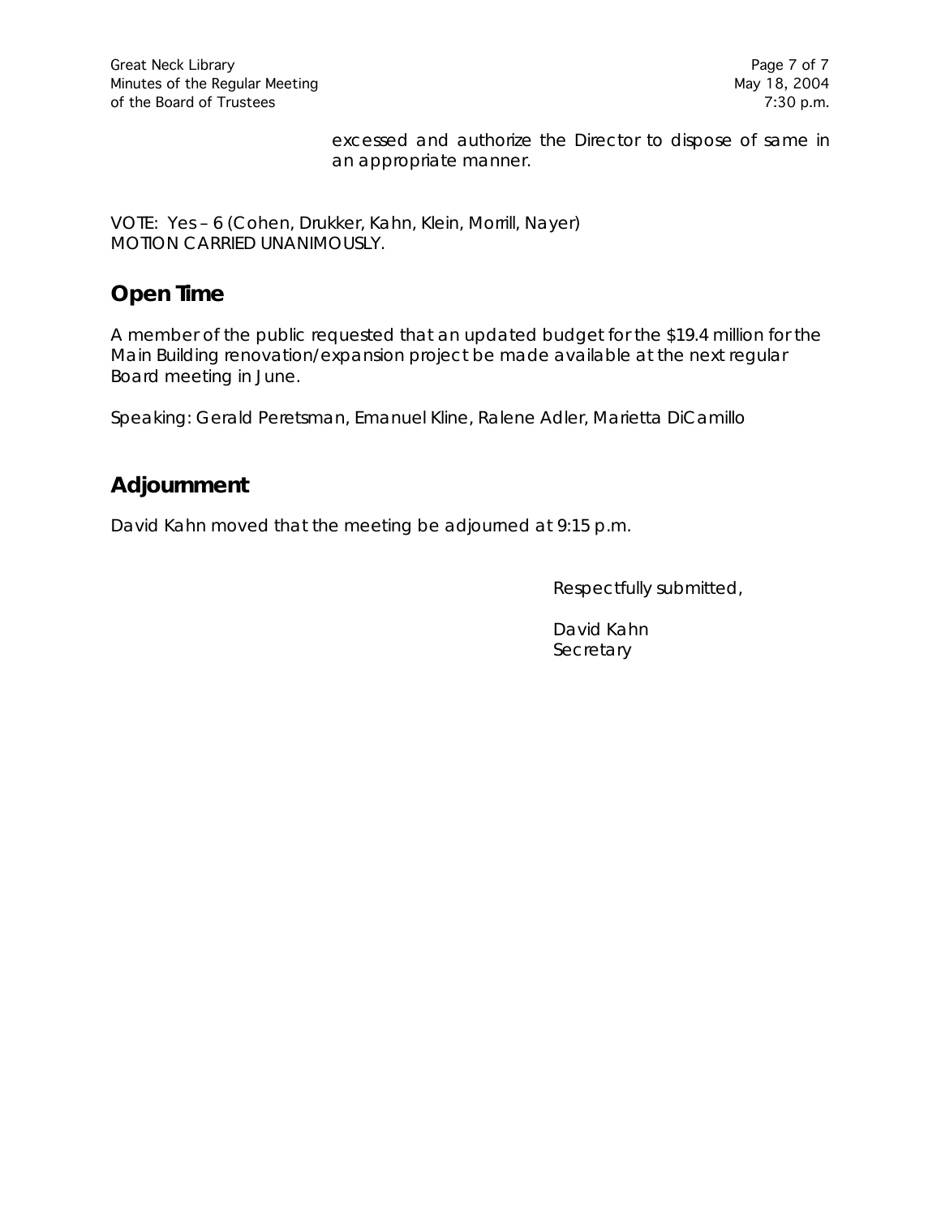excessed and authorize the Director to dispose of same in an appropriate manner.

VOTE: Yes – 6 (Cohen, Drukker, Kahn, Klein, Morrill, Nayer)
MOTION CARRIED UNANIMOUSLY.

## Open Time

A member of the public requested that an updated budget for the $19.4 million for the Main Building renovation/expansion project be made available at the next regular Board meeting in June.

Speaking: Gerald Peretsman, Emanuel Kline, Ralene Adler, Marietta DiCamillo

## Adjournment

David Kahn moved that the meeting be adjourned at 9:15 p.m.

Respectfully submitted,

David Kahn
Secretary